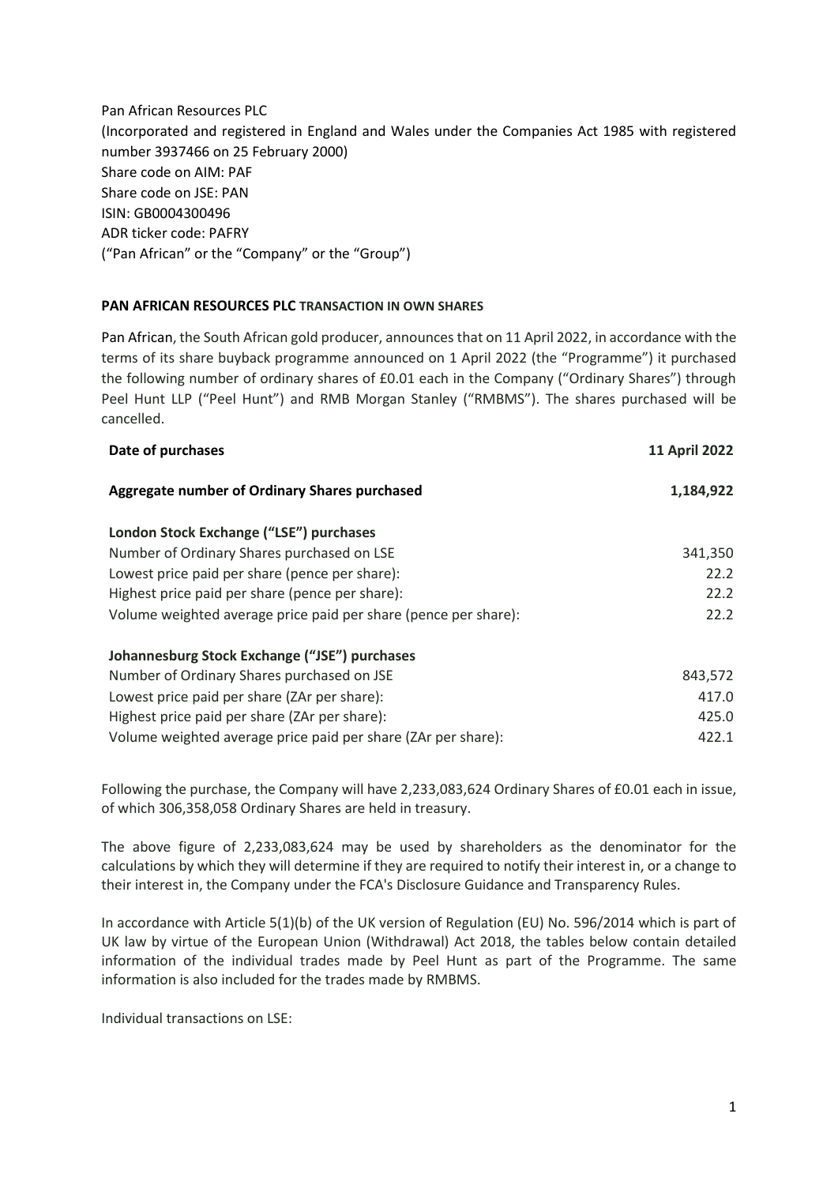Pan African Resources PLC
(Incorporated and registered in England and Wales under the Companies Act 1985 with registered number 3937466 on 25 February 2000)
Share code on AIM: PAF
Share code on JSE: PAN
ISIN: GB0004300496
ADR ticker code: PAFRY
("Pan African" or the "Company" or the "Group")

**PAN AFRICAN RESOURCES PLC TRANSACTION IN OWN SHARES**

Pan African, the South African gold producer, announces that on 11 April 2022, in accordance with the terms of its share buyback programme announced on 1 April 2022 (the "Programme") it purchased the following number of ordinary shares of £0.01 each in the Company ("Ordinary Shares") through Peel Hunt LLP ("Peel Hunt") and RMB Morgan Stanley ("RMBMS"). The shares purchased will be cancelled.

| **Date of purchases** | **11 April 2022** |
|---|---|
| **Aggregate number of Ordinary Shares purchased** | **1,184,922** |
| **London Stock Exchange ("LSE") purchases** | |
| Number of Ordinary Shares purchased on LSE | 341,350 |
| Lowest price paid per share (pence per share): | 22.2 |
| Highest price paid per share (pence per share): | 22.2 |
| Volume weighted average price paid per share (pence per share): | 22.2 |
| **Johannesburg Stock Exchange ("JSE") purchases** | |
| Number of Ordinary Shares purchased on JSE | 843,572 |
| Lowest price paid per share (ZAr per share): | 417.0 |
| Highest price paid per share (ZAr per share): | 425.0 |
| Volume weighted average price paid per share (ZAr per share): | 422.1 |

Following the purchase, the Company will have 2,233,083,624 Ordinary Shares of £0.01 each in issue, of which 306,358,058 Ordinary Shares are held in treasury.

The above figure of 2,233,083,624 may be used by shareholders as the denominator for the calculations by which they will determine if they are required to notify their interest in, or a change to their interest in, the Company under the FCA's Disclosure Guidance and Transparency Rules.

In accordance with Article 5(1)(b) of the UK version of Regulation (EU) No. 596/2014 which is part of UK law by virtue of the European Union (Withdrawal) Act 2018, the tables below contain detailed information of the individual trades made by Peel Hunt as part of the Programme. The same information is also included for the trades made by RMBMS.

Individual transactions on LSE: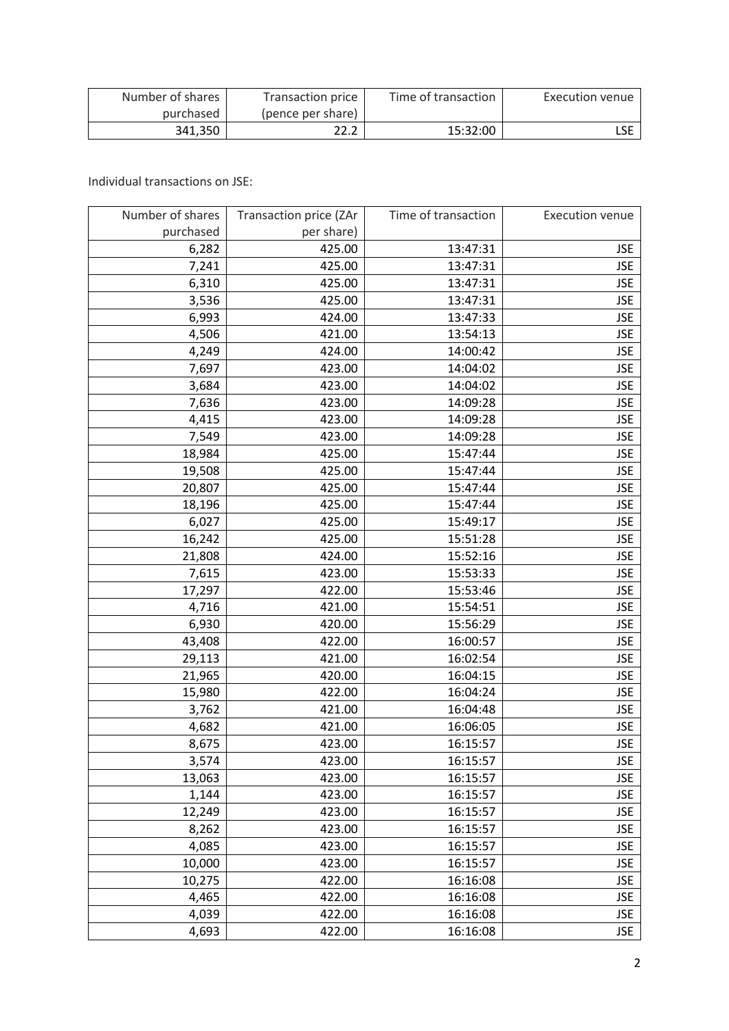| Number of shares purchased | Transaction price (pence per share) | Time of transaction | Execution venue |
|---|---|---|---|
| 341,350 | 22.2 | 15:32:00 | LSE |

Individual transactions on JSE:

| Number of shares purchased | Transaction price (ZAr per share) | Time of transaction | Execution venue |
|---|---|---|---|
| 6,282 | 425.00 | 13:47:31 | JSE |
| 7,241 | 425.00 | 13:47:31 | JSE |
| 6,310 | 425.00 | 13:47:31 | JSE |
| 3,536 | 425.00 | 13:47:31 | JSE |
| 6,993 | 424.00 | 13:47:33 | JSE |
| 4,506 | 421.00 | 13:54:13 | JSE |
| 4,249 | 424.00 | 14:00:42 | JSE |
| 7,697 | 423.00 | 14:04:02 | JSE |
| 3,684 | 423.00 | 14:04:02 | JSE |
| 7,636 | 423.00 | 14:09:28 | JSE |
| 4,415 | 423.00 | 14:09:28 | JSE |
| 7,549 | 423.00 | 14:09:28 | JSE |
| 18,984 | 425.00 | 15:47:44 | JSE |
| 19,508 | 425.00 | 15:47:44 | JSE |
| 20,807 | 425.00 | 15:47:44 | JSE |
| 18,196 | 425.00 | 15:47:44 | JSE |
| 6,027 | 425.00 | 15:49:17 | JSE |
| 16,242 | 425.00 | 15:51:28 | JSE |
| 21,808 | 424.00 | 15:52:16 | JSE |
| 7,615 | 423.00 | 15:53:33 | JSE |
| 17,297 | 422.00 | 15:53:46 | JSE |
| 4,716 | 421.00 | 15:54:51 | JSE |
| 6,930 | 420.00 | 15:56:29 | JSE |
| 43,408 | 422.00 | 16:00:57 | JSE |
| 29,113 | 421.00 | 16:02:54 | JSE |
| 21,965 | 420.00 | 16:04:15 | JSE |
| 15,980 | 422.00 | 16:04:24 | JSE |
| 3,762 | 421.00 | 16:04:48 | JSE |
| 4,682 | 421.00 | 16:06:05 | JSE |
| 8,675 | 423.00 | 16:15:57 | JSE |
| 3,574 | 423.00 | 16:15:57 | JSE |
| 13,063 | 423.00 | 16:15:57 | JSE |
| 1,144 | 423.00 | 16:15:57 | JSE |
| 12,249 | 423.00 | 16:15:57 | JSE |
| 8,262 | 423.00 | 16:15:57 | JSE |
| 4,085 | 423.00 | 16:15:57 | JSE |
| 10,000 | 423.00 | 16:15:57 | JSE |
| 10,275 | 422.00 | 16:16:08 | JSE |
| 4,465 | 422.00 | 16:16:08 | JSE |
| 4,039 | 422.00 | 16:16:08 | JSE |
| 4,693 | 422.00 | 16:16:08 | JSE |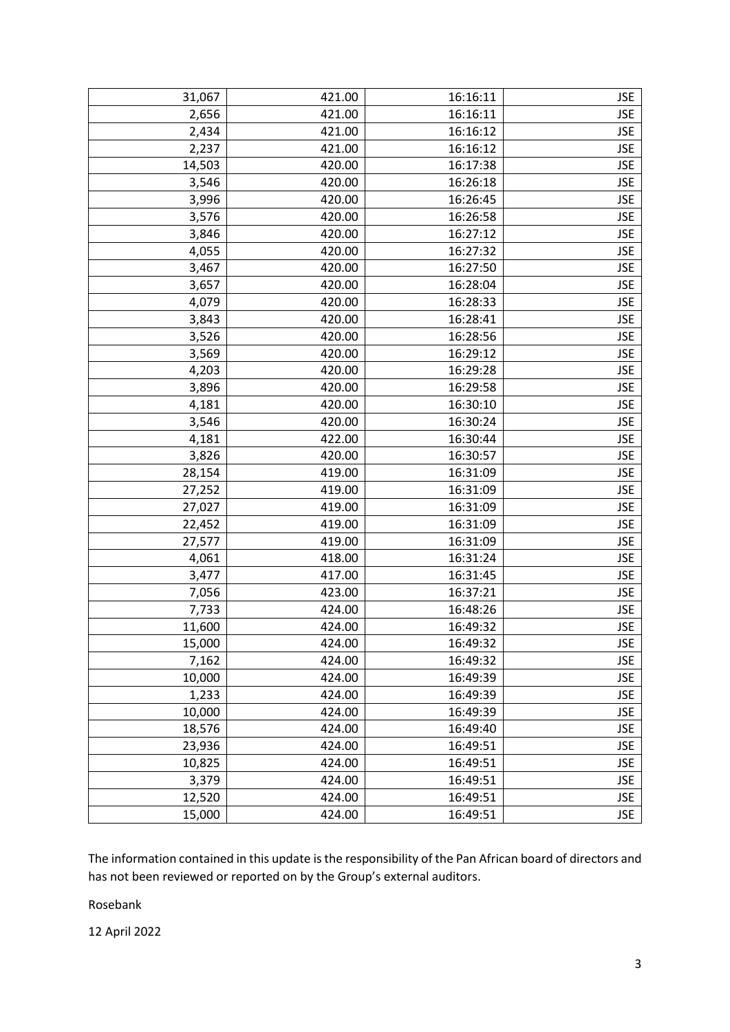| 31,067 | 421.00 | 16:16:11 | JSE |
|---|---|---|---|
| 2,656 | 421.00 | 16:16:11 | JSE |
| 2,434 | 421.00 | 16:16:12 | JSE |
| 2,237 | 421.00 | 16:16:12 | JSE |
| 14,503 | 420.00 | 16:17:38 | JSE |
| 3,546 | 420.00 | 16:26:18 | JSE |
| 3,996 | 420.00 | 16:26:45 | JSE |
| 3,576 | 420.00 | 16:26:58 | JSE |
| 3,846 | 420.00 | 16:27:12 | JSE |
| 4,055 | 420.00 | 16:27:32 | JSE |
| 3,467 | 420.00 | 16:27:50 | JSE |
| 3,657 | 420.00 | 16:28:04 | JSE |
| 4,079 | 420.00 | 16:28:33 | JSE |
| 3,843 | 420.00 | 16:28:41 | JSE |
| 3,526 | 420.00 | 16:28:56 | JSE |
| 3,569 | 420.00 | 16:29:12 | JSE |
| 4,203 | 420.00 | 16:29:28 | JSE |
| 3,896 | 420.00 | 16:29:58 | JSE |
| 4,181 | 420.00 | 16:30:10 | JSE |
| 3,546 | 420.00 | 16:30:24 | JSE |
| 4,181 | 422.00 | 16:30:44 | JSE |
| 3,826 | 420.00 | 16:30:57 | JSE |
| 28,154 | 419.00 | 16:31:09 | JSE |
| 27,252 | 419.00 | 16:31:09 | JSE |
| 27,027 | 419.00 | 16:31:09 | JSE |
| 22,452 | 419.00 | 16:31:09 | JSE |
| 27,577 | 419.00 | 16:31:09 | JSE |
| 4,061 | 418.00 | 16:31:24 | JSE |
| 3,477 | 417.00 | 16:31:45 | JSE |
| 7,056 | 423.00 | 16:37:21 | JSE |
| 7,733 | 424.00 | 16:48:26 | JSE |
| 11,600 | 424.00 | 16:49:32 | JSE |
| 15,000 | 424.00 | 16:49:32 | JSE |
| 7,162 | 424.00 | 16:49:32 | JSE |
| 10,000 | 424.00 | 16:49:39 | JSE |
| 1,233 | 424.00 | 16:49:39 | JSE |
| 10,000 | 424.00 | 16:49:39 | JSE |
| 18,576 | 424.00 | 16:49:40 | JSE |
| 23,936 | 424.00 | 16:49:51 | JSE |
| 10,825 | 424.00 | 16:49:51 | JSE |
| 3,379 | 424.00 | 16:49:51 | JSE |
| 12,520 | 424.00 | 16:49:51 | JSE |
| 15,000 | 424.00 | 16:49:51 | JSE |

The information contained in this update is the responsibility of the Pan African board of directors and has not been reviewed or reported on by the Group's external auditors.

Rosebank

12 April 2022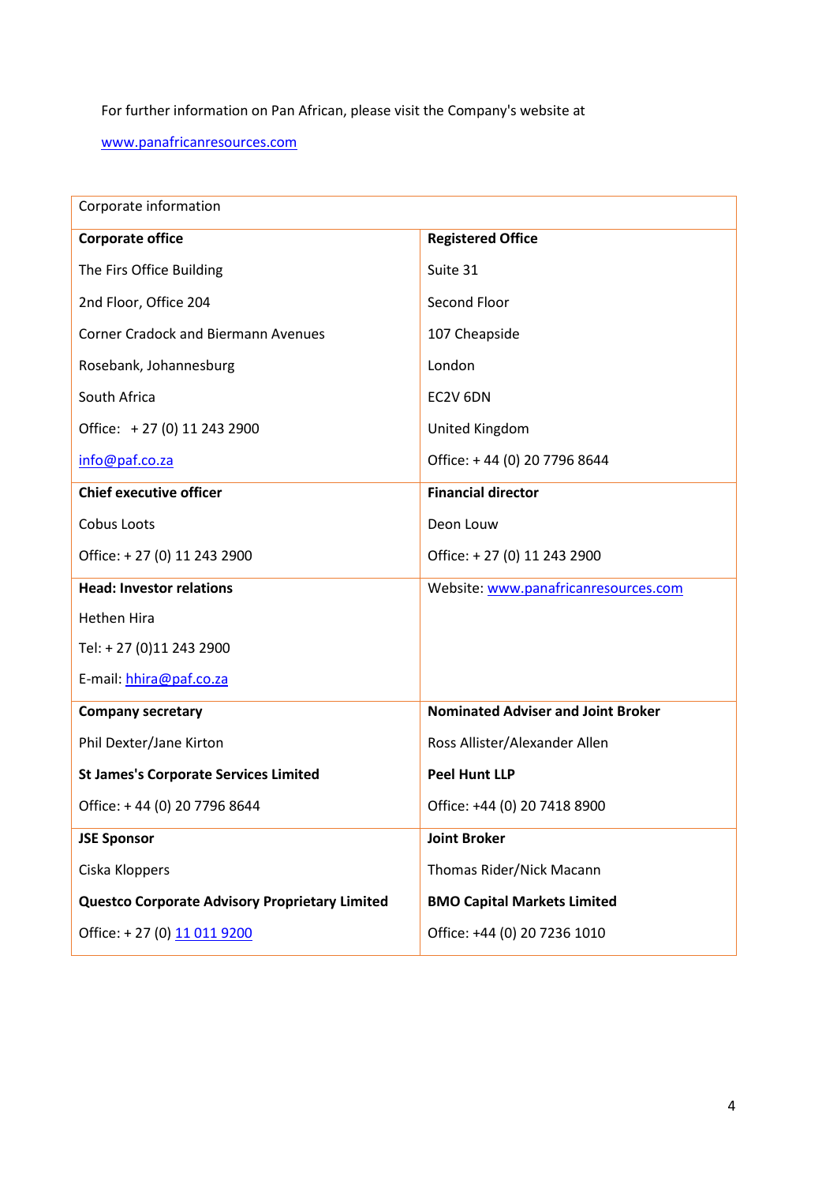For further information on Pan African, please visit the Company's website at

www.panafricanresources.com

| Corporate information | |
|---|---|
| **Corporate office**<br>The Firs Office Building<br>2nd Floor, Office 204<br>Corner Cradock and Biermann Avenues<br>Rosebank, Johannesburg<br>South Africa<br>Office: + 27 (0) 11 243 2900<br>info@paf.co.za | **Registered Office**<br>Suite 31<br>Second Floor<br>107 Cheapside<br>London<br>EC2V 6DN<br>United Kingdom<br>Office: + 44 (0) 20 7796 8644 |
| **Chief executive officer**<br>Cobus Loots<br>Office: + 27 (0) 11 243 2900 | **Financial director**<br>Deon Louw<br>Office: + 27 (0) 11 243 2900 |
| **Head: Investor relations**<br>Hethen Hira<br>Tel: + 27 (0)11 243 2900<br>E-mail: hhira@paf.co.za | Website: www.panafricanresources.com |
| **Company secretary**<br>Phil Dexter/Jane Kirton<br>**St James's Corporate Services Limited**<br>Office: + 44 (0) 20 7796 8644 | **Nominated Adviser and Joint Broker**<br>Ross Allister/Alexander Allen<br>**Peel Hunt LLP**<br>Office: +44 (0) 20 7418 8900 |
| **JSE Sponsor**<br>Ciska Kloppers<br>**Questco Corporate Advisory Proprietary Limited**<br>Office: + 27 (0) 11 011 9200 | **Joint Broker**<br>Thomas Rider/Nick Macann<br>**BMO Capital Markets Limited**<br>Office: +44 (0) 20 7236 1010 |